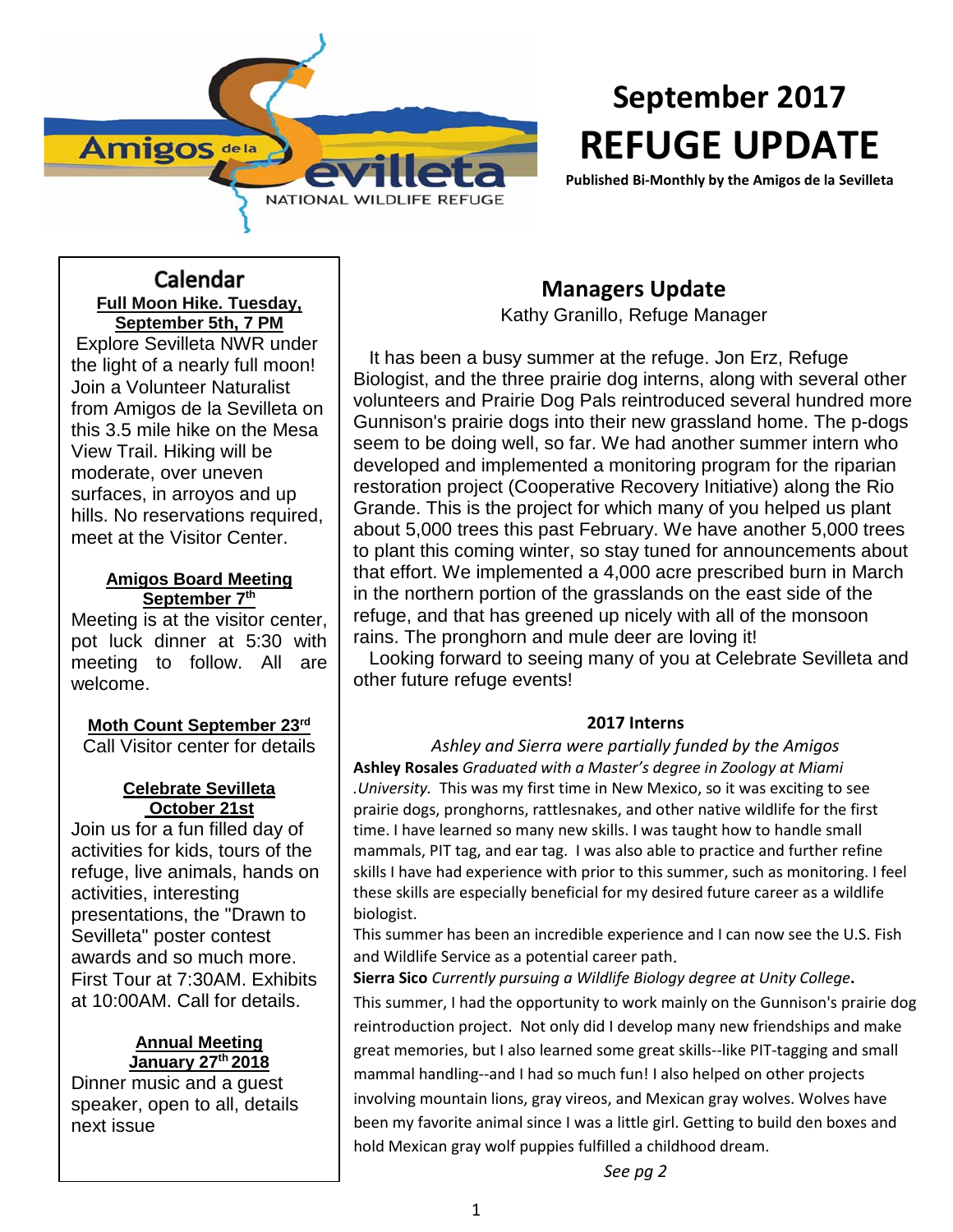Amigos de la Sevilleta NATIONAL WILDLIFE REFUGE

# September 2017 REFUGE UPDATE

**Published Bi-Monthly by the Amigos de la Sevilleta**

## Calendar

**Full Moon Hike. Tuesday, September 5th, 7 PM**

Explore Sevilleta NWR under the light of a nearly full moon! Join a Volunteer Naturalist from Amigos de la Sevilleta on this 3.5 mile hike on the Mesa View Trail. Hiking will be moderate, over uneven surfaces, in arroyos and up hills. No reservations required, meet at the Visitor Center.

**Amigos Board Meeting September 7th**

Meeting is at the visitor center, pot luck dinner at 5:30 with meeting to follow. All are welcome.

**Moth Count September 23rd**

Call Visitor center for details

**Celebrate Sevilleta October 21st**

Join us for a fun filled day of activities for kids, tours of the refuge, live animals, hands on activities, interesting presentations, the "Drawn to Sevilleta" poster contest awards and so much more. First Tour at 7:30AM. Exhibits at 10:00AM. Call for details.

**Annual Meeting January 27th 2018**

Dinner music and a guest speaker, open to all, details next issue

## Managers Update

Kathy Granillo, Refuge Manager

It has been a busy summer at the refuge. Jon Erz, Refuge Biologist, and the three prairie dog interns, along with several other volunteers and Prairie Dog Pals reintroduced several hundred more Gunnison's prairie dogs into their new grassland home. The p-dogs seem to be doing well, so far. We had another summer intern who developed and implemented a monitoring program for the riparian restoration project (Cooperative Recovery Initiative) along the Rio Grande. This is the project for which many of you helped us plant about 5,000 trees this past February. We have another 5,000 trees to plant this coming winter, so stay tuned for announcements about that effort. We implemented a 4,000 acre prescribed burn in March in the northern portion of the grasslands on the east side of the refuge, and that has greened up nicely with all of the monsoon rains. The pronghorn and mule deer are loving it!

Looking forward to seeing many of you at Celebrate Sevilleta and other future refuge events!

### 2017 Interns

*Ashley and Sierra were partially funded by the Amigos*

**Ashley Rosales** *Graduated with a Master's degree in Zoology at Miami .University.* This was my first time in New Mexico, so it was exciting to see prairie dogs, pronghorns, rattlesnakes, and other native wildlife for the first time. I have learned so many new skills. I was taught how to handle small mammals, PIT tag, and ear tag. I was also able to practice and further refine skills I have had experience with prior to this summer, such as monitoring. I feel these skills are especially beneficial for my desired future career as a wildlife biologist.

This summer has been an incredible experience and I can now see the U.S. Fish and Wildlife Service as a potential career path.

**Sierra Sico** *Currently pursuing a Wildlife Biology degree at Unity College*.

This summer, I had the opportunity to work mainly on the Gunnison's prairie dog reintroduction project. Not only did I develop many new friendships and make great memories, but I also learned some great skills--like PIT-tagging and small mammal handling--and I had so much fun! I also helped on other projects involving mountain lions, gray vireos, and Mexican gray wolves. Wolves have been my favorite animal since I was a little girl. Getting to build den boxes and hold Mexican gray wolf puppies fulfilled a childhood dream.

*See pg 2*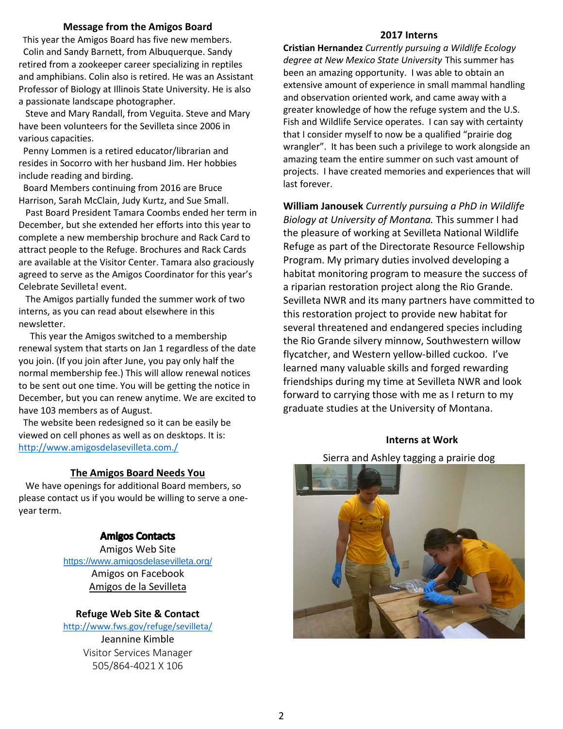## Message from the Amigos Board

This year the Amigos Board has five new members.

Colin and Sandy Barnett, from Albuquerque. Sandy retired from a zookeeper career specializing in reptiles and amphibians. Colin also is retired. He was an Assistant Professor of Biology at Illinois State University. He is also a passionate landscape photographer.

Steve and Mary Randall, from Veguita. Steve and Mary have been volunteers for the Sevilleta since 2006 in various capacities.

Penny Lommen is a retired educator/librarian and resides in Socorro with her husband Jim. Her hobbies include reading and birding.

Board Members continuing from 2016 are Bruce Harrison, Sarah McClain, Judy Kurtz, and Sue Small.

Past Board President Tamara Coombs ended her term in December, but she extended her efforts into this year to complete a new membership brochure and Rack Card to attract people to the Refuge. Brochures and Rack Cards are available at the Visitor Center. Tamara also graciously agreed to serve as the Amigos Coordinator for this year's Celebrate Sevilleta! event.

The Amigos partially funded the summer work of two interns, as you can read about elsewhere in this newsletter.

This year the Amigos switched to a membership renewal system that starts on Jan 1 regardless of the date you join. (If you join after June, you pay only half the normal membership fee.) This will allow renewal notices to be sent out one time. You will be getting the notice in December, but you can renew anytime. We are excited to have 103 members as of August.

The website been redesigned so it can be easily be viewed on cell phones as well as on desktops. It is: http://www.amigosdelasevilleta.com./

## The Amigos Board Needs You

We have openings for additional Board members, so please contact us if you would be willing to serve a one-year term.

## Amigos Contacts

Amigos Web Site
https://www.amigosdelasevilleta.org/
Amigos on Facebook
Amigos de la Sevilleta

## Refuge Web Site & Contact

http://www.fws.gov/refuge/sevilleta/
Jeannine Kimble
Visitor Services Manager
505/864-4021 X 106

## 2017 Interns

**Cristian Hernandez** *Currently pursuing a Wildlife Ecology degree at New Mexico State University* This summer has been an amazing opportunity. I was able to obtain an extensive amount of experience in small mammal handling and observation oriented work, and came away with a greater knowledge of how the refuge system and the U.S. Fish and Wildlife Service operates. I can say with certainty that I consider myself to now be a qualified "prairie dog wrangler". It has been such a privilege to work alongside an amazing team the entire summer on such vast amount of projects. I have created memories and experiences that will last forever.

**William Janousek** *Currently pursuing a PhD in Wildlife Biology at University of Montana.* This summer I had the pleasure of working at Sevilleta National Wildlife Refuge as part of the Directorate Resource Fellowship Program. My primary duties involved developing a habitat monitoring program to measure the success of a riparian restoration project along the Rio Grande. Sevilleta NWR and its many partners have committed to this restoration project to provide new habitat for several threatened and endangered species including the Rio Grande silvery minnow, Southwestern willow flycatcher, and Western yellow-billed cuckoo. I've learned many valuable skills and forged rewarding friendships during my time at Sevilleta NWR and look forward to carrying those with me as I return to my graduate studies at the University of Montana.

### Interns at Work

Sierra and Ashley tagging a prairie dog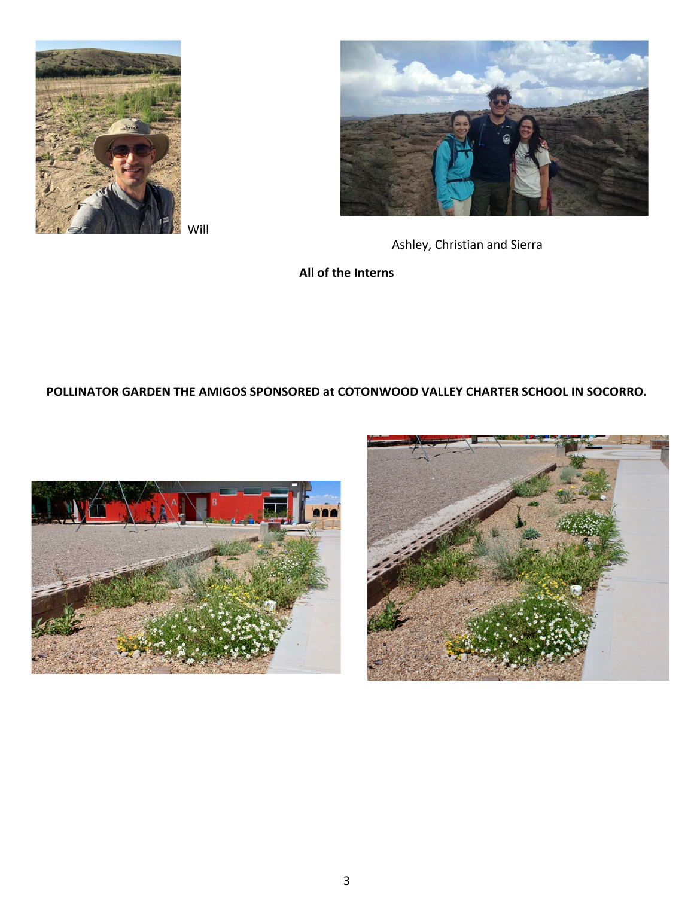Will

Ashley, Christian and Sierra

**All of the Interns**

**POLLINATOR GARDEN THE AMIGOS SPONSORED at COTONWOOD VALLEY CHARTER SCHOOL IN SOCORRO.**